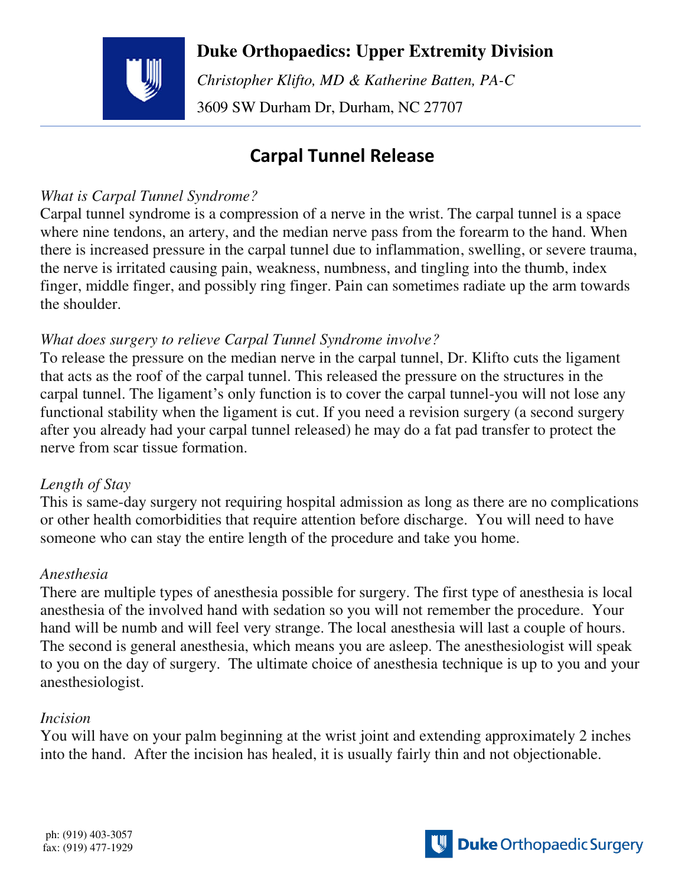**Duke Orthopaedics: Upper Extremity Division**

*Christopher Klifto, MD & Katherine Batten, PA-C*

3609 SW Durham Dr, Durham, NC 27707

# Carpal Tunnel Release

*What is Carpal Tunnel Syndrome?*

Carpal tunnel syndrome is a compression of a nerve in the wrist. The carpal tunnel is a space where nine tendons, an artery, and the median nerve pass from the forearm to the hand. When there is increased pressure in the carpal tunnel due to inflammation, swelling, or severe trauma, the nerve is irritated causing pain, weakness, numbness, and tingling into the thumb, index finger, middle finger, and possibly ring finger. Pain can sometimes radiate up the arm towards the shoulder.

*What does surgery to relieve Carpal Tunnel Syndrome involve?*

To release the pressure on the median nerve in the carpal tunnel, Dr. Klifto cuts the ligament that acts as the roof of the carpal tunnel. This released the pressure on the structures in the carpal tunnel. The ligament's only function is to cover the carpal tunnel-you will not lose any functional stability when the ligament is cut. If you need a revision surgery (a second surgery after you already had your carpal tunnel released) he may do a fat pad transfer to protect the nerve from scar tissue formation.

*Length of Stay*

This is same-day surgery not requiring hospital admission as long as there are no complications or other health comorbidities that require attention before discharge. You will need to have someone who can stay the entire length of the procedure and take you home.

*Anesthesia*

There are multiple types of anesthesia possible for surgery. The first type of anesthesia is local anesthesia of the involved hand with sedation so you will not remember the procedure. Your hand will be numb and will feel very strange. The local anesthesia will last a couple of hours. The second is general anesthesia, which means you are asleep. The anesthesiologist will speak to you on the day of surgery. The ultimate choice of anesthesia technique is up to you and your anesthesiologist.

*Incision*

You will have on your palm beginning at the wrist joint and extending approximately 2 inches into the hand. After the incision has healed, it is usually fairly thin and not objectionable.

ph: (919) 403-3057
fax: (919) 477-1929

Duke Orthopaedic Surgery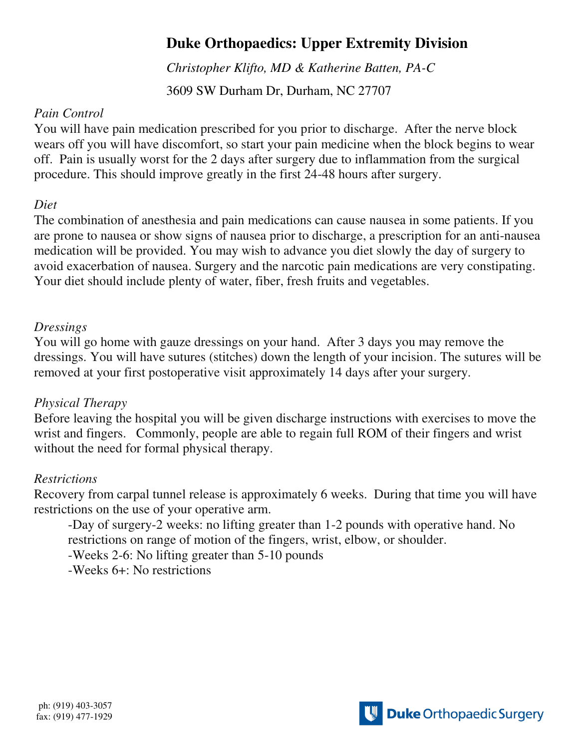# Duke Orthopaedics: Upper Extremity Division

*Christopher Klifto, MD & Katherine Batten, PA-C*

3609 SW Durham Dr, Durham, NC 27707

*Pain Control*

You will have pain medication prescribed for you prior to discharge. After the nerve block wears off you will have discomfort, so start your pain medicine when the block begins to wear off. Pain is usually worst for the 2 days after surgery due to inflammation from the surgical procedure. This should improve greatly in the first 24-48 hours after surgery.

*Diet*

The combination of anesthesia and pain medications can cause nausea in some patients. If you are prone to nausea or show signs of nausea prior to discharge, a prescription for an anti-nausea medication will be provided. You may wish to advance you diet slowly the day of surgery to avoid exacerbation of nausea. Surgery and the narcotic pain medications are very constipating. Your diet should include plenty of water, fiber, fresh fruits and vegetables.

*Dressings*

You will go home with gauze dressings on your hand. After 3 days you may remove the dressings. You will have sutures (stitches) down the length of your incision. The sutures will be removed at your first postoperative visit approximately 14 days after your surgery.

*Physical Therapy*

Before leaving the hospital you will be given discharge instructions with exercises to move the wrist and fingers. Commonly, people are able to regain full ROM of their fingers and wrist without the need for formal physical therapy.

*Restrictions*

Recovery from carpal tunnel release is approximately 6 weeks. During that time you will have restrictions on the use of your operative arm.

-Day of surgery-2 weeks: no lifting greater than 1-2 pounds with operative hand. No restrictions on range of motion of the fingers, wrist, elbow, or shoulder.
-Weeks 2-6: No lifting greater than 5-10 pounds
-Weeks 6+: No restrictions

ph: (919) 403-3057
fax: (919) 477-1929

Duke Orthopaedic Surgery